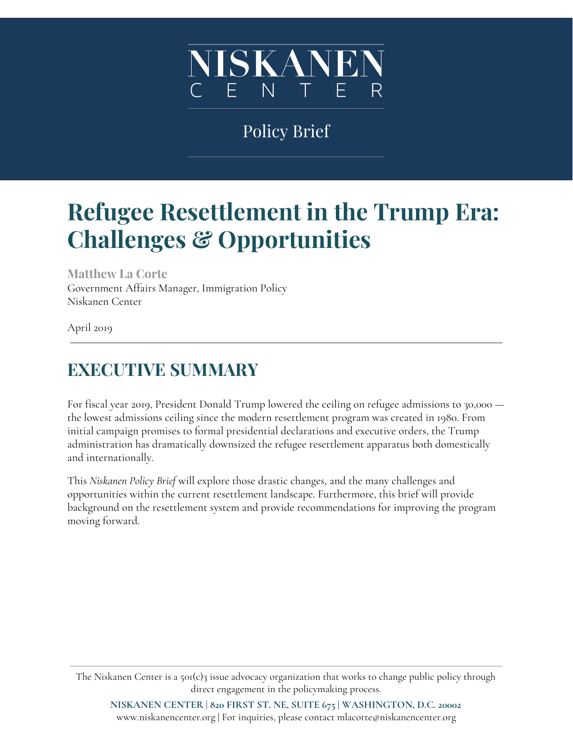# NISKANEN CENTER

Policy Brief

# Refugee Resettlement in the Trump Era: Challenges & Opportunities

**Matthew La Corte**
Government Affairs Manager, Immigration Policy
Niskanen Center

April 2019

## EXECUTIVE SUMMARY

For fiscal year 2019, President Donald Trump lowered the ceiling on refugee admissions to 30,000 — the lowest admissions ceiling since the modern resettlement program was created in 1980. From initial campaign promises to formal presidential declarations and executive orders, the Trump administration has dramatically downsized the refugee resettlement apparatus both domestically and internationally.

This *Niskanen Policy Brief* will explore those drastic changes, and the many challenges and opportunities within the current resettlement landscape. Furthermore, this brief will provide background on the resettlement system and provide recommendations for improving the program moving forward.

The Niskanen Center is a 501(c)3 issue advocacy organization that works to change public policy through direct engagement in the policymaking process.

**NISKANEN CENTER | 820 FIRST ST. NE, SUITE 675 | WASHINGTON, D.C. 20002**
www.niskanencenter.org | For inquiries, please contact mlacorte@niskanencenter.org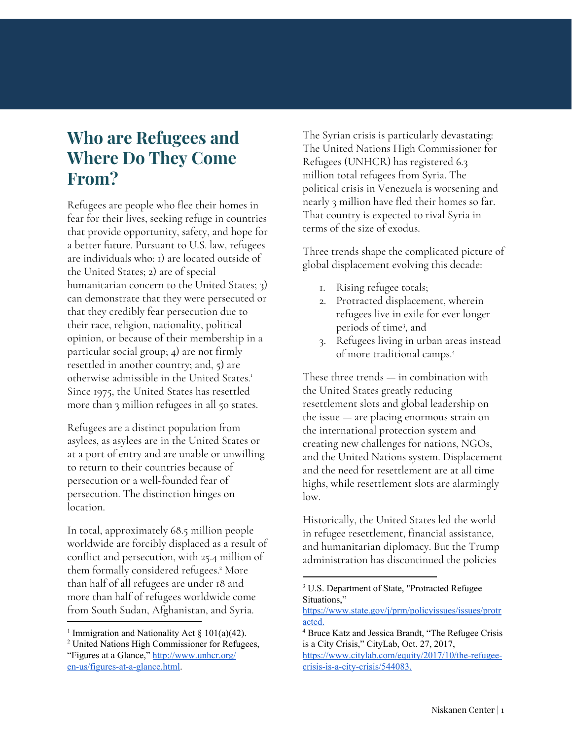## Who are Refugees and Where Do They Come From?

Refugees are people who flee their homes in fear for their lives, seeking refuge in countries that provide opportunity, safety, and hope for a better future. Pursuant to U.S. law, refugees are individuals who: 1) are located outside of the United States; 2) are of special humanitarian concern to the United States; 3) can demonstrate that they were persecuted or that they credibly fear persecution due to their race, religion, nationality, political opinion, or because of their membership in a particular social group; 4) are not firmly resettled in another country; and, 5) are otherwise admissible in the United States.[1] Since 1975, the United States has resettled more than 3 million refugees in all 50 states.

Refugees are a distinct population from asylees, as asylees are in the United States or at a port of entry and are unable or unwilling to return to their countries because of persecution or a well-founded fear of persecution. The distinction hinges on location.

In total, approximately 68.5 million people worldwide are forcibly displaced as a result of conflict and persecution, with 25.4 million of them formally considered refugees.[2] More than half of all refugees are under 18 and more than half of refugees worldwide come from South Sudan, Afghanistan, and Syria.

The Syrian crisis is particularly devastating: The United Nations High Commissioner for Refugees (UNHCR) has registered 6.3 million total refugees from Syria. The political crisis in Venezuela is worsening and nearly 3 million have fled their homes so far. That country is expected to rival Syria in terms of the size of exodus.

Three trends shape the complicated picture of global displacement evolving this decade:

1. Rising refugee totals;
2. Protracted displacement, wherein refugees live in exile for ever longer periods of time[3], and
3. Refugees living in urban areas instead of more traditional camps.[4]

These three trends — in combination with the United States greatly reducing resettlement slots and global leadership on the issue — are placing enormous strain on the international protection system and creating new challenges for nations, NGOs, and the United Nations system. Displacement and the need for resettlement are at all time highs, while resettlement slots are alarmingly low.

Historically, the United States led the world in refugee resettlement, financial assistance, and humanitarian diplomacy. But the Trump administration has discontinued the policies

---

[1] Immigration and Nationality Act § 101(a)(42).

[2] United Nations High Commissioner for Refugees, "Figures at a Glance," http://www.unhcr.org/en-us/figures-at-a-glance.html.

[3] U.S. Department of State, "Protracted Refugee Situations," https://www.state.gov/j/prm/policyissues/issues/protracted.

[4] Bruce Katz and Jessica Brandt, "The Refugee Crisis is a City Crisis," CityLab, Oct. 27, 2017, https://www.citylab.com/equity/2017/10/the-refugee-crisis-is-a-city-crisis/544083.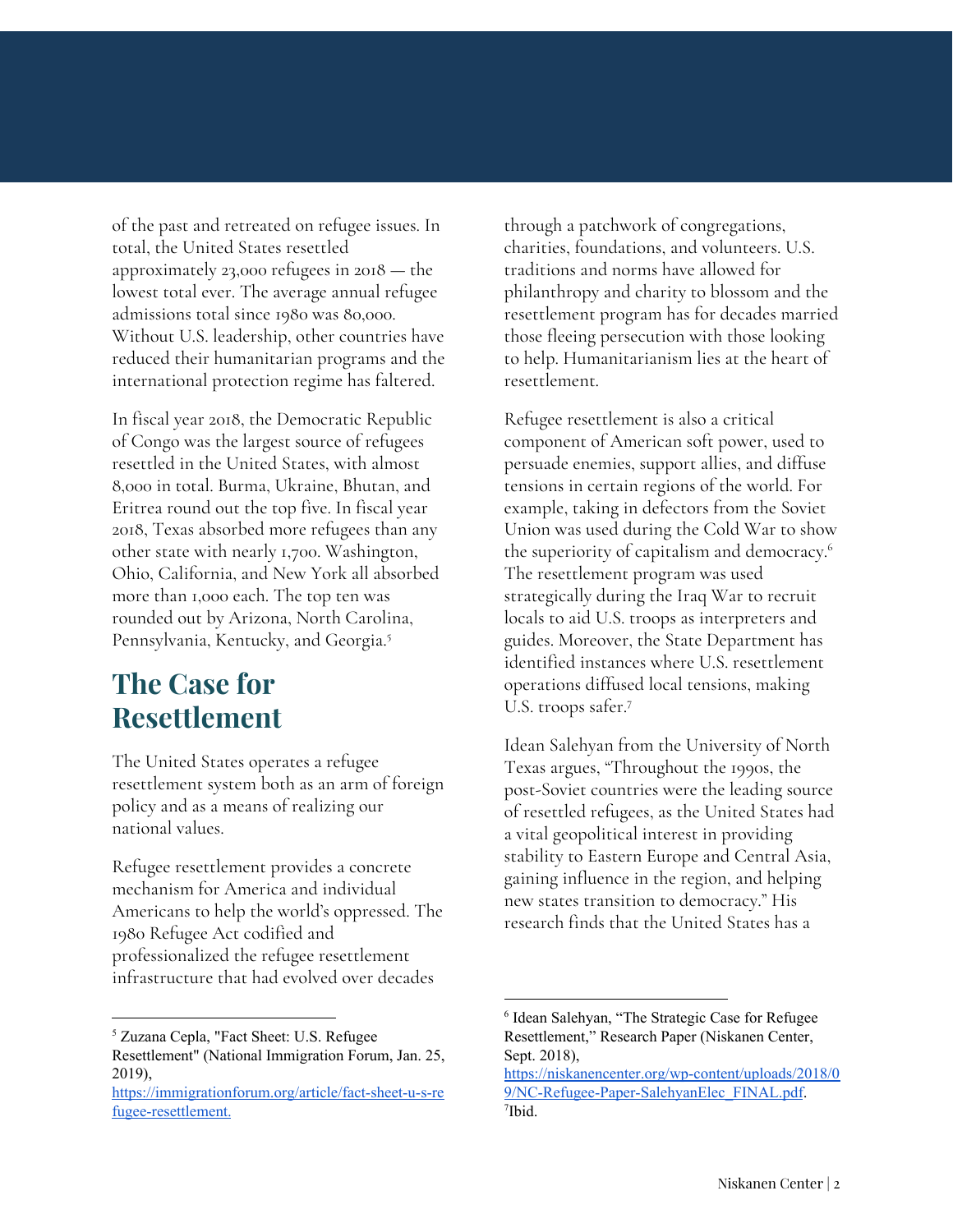of the past and retreated on refugee issues. In total, the United States resettled approximately 23,000 refugees in 2018 — the lowest total ever. The average annual refugee admissions total since 1980 was 80,000. Without U.S. leadership, other countries have reduced their humanitarian programs and the international protection regime has faltered.

In fiscal year 2018, the Democratic Republic of Congo was the largest source of refugees resettled in the United States, with almost 8,000 in total. Burma, Ukraine, Bhutan, and Eritrea round out the top five. In fiscal year 2018, Texas absorbed more refugees than any other state with nearly 1,700. Washington, Ohio, California, and New York all absorbed more than 1,000 each. The top ten was rounded out by Arizona, North Carolina, Pennsylvania, Kentucky, and Georgia.[5]

## The Case for Resettlement

The United States operates a refugee resettlement system both as an arm of foreign policy and as a means of realizing our national values.

Refugee resettlement provides a concrete mechanism for America and individual Americans to help the world's oppressed. The 1980 Refugee Act codified and professionalized the refugee resettlement infrastructure that had evolved over decades through a patchwork of congregations, charities, foundations, and volunteers. U.S. traditions and norms have allowed for philanthropy and charity to blossom and the resettlement program has for decades married those fleeing persecution with those looking to help. Humanitarianism lies at the heart of resettlement.

Refugee resettlement is also a critical component of American soft power, used to persuade enemies, support allies, and diffuse tensions in certain regions of the world. For example, taking in defectors from the Soviet Union was used during the Cold War to show the superiority of capitalism and democracy.[6] The resettlement program was used strategically during the Iraq War to recruit locals to aid U.S. troops as interpreters and guides. Moreover, the State Department has identified instances where U.S. resettlement operations diffused local tensions, making U.S. troops safer.[7]

Idean Salehyan from the University of North Texas argues, "Throughout the 1990s, the post-Soviet countries were the leading source of resettled refugees, as the United States had a vital geopolitical interest in providing stability to Eastern Europe and Central Asia, gaining influence in the region, and helping new states transition to democracy." His research finds that the United States has a

---

[5] Zuzana Cepla, "Fact Sheet: U.S. Refugee Resettlement" (National Immigration Forum, Jan. 25, 2019), https://immigrationforum.org/article/fact-sheet-u-s-refugee-resettlement.

[6] Idean Salehyan, "The Strategic Case for Refugee Resettlement," Research Paper (Niskanen Center, Sept. 2018), https://niskanencenter.org/wp-content/uploads/2018/09/NC-Refugee-Paper-SalehyanElec_FINAL.pdf.

[7] Ibid.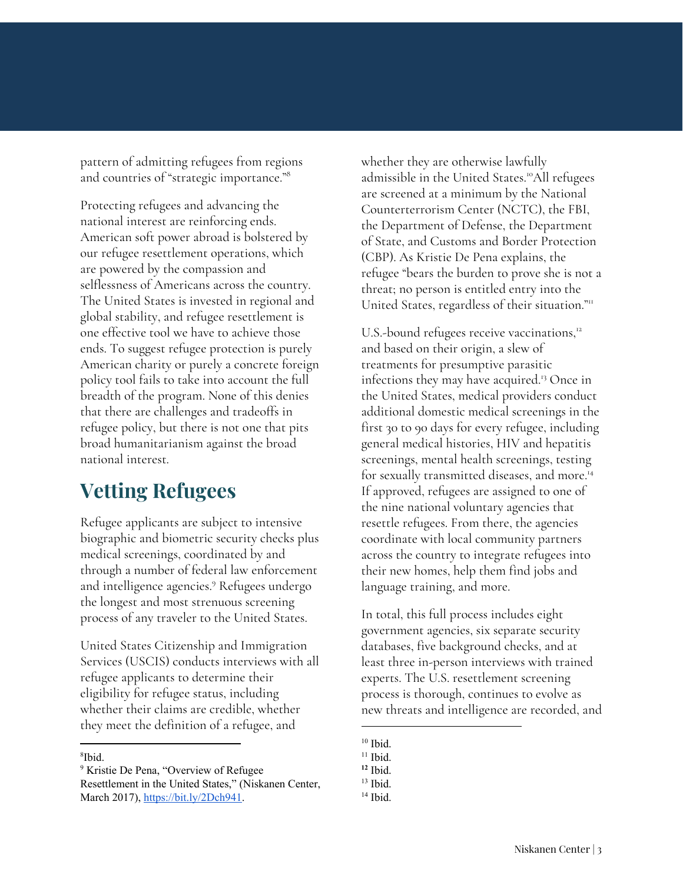pattern of admitting refugees from regions and countries of "strategic importance."[8]

Protecting refugees and advancing the national interest are reinforcing ends. American soft power abroad is bolstered by our refugee resettlement operations, which are powered by the compassion and selflessness of Americans across the country. The United States is invested in regional and global stability, and refugee resettlement is one effective tool we have to achieve those ends. To suggest refugee protection is purely American charity or purely a concrete foreign policy tool fails to take into account the full breadth of the program. None of this denies that there are challenges and tradeoffs in refugee policy, but there is not one that pits broad humanitarianism against the broad national interest.

## Vetting Refugees

Refugee applicants are subject to intensive biographic and biometric security checks plus medical screenings, coordinated by and through a number of federal law enforcement and intelligence agencies.[9] Refugees undergo the longest and most strenuous screening process of any traveler to the United States.

United States Citizenship and Immigration Services (USCIS) conducts interviews with all refugee applicants to determine their eligibility for refugee status, including whether their claims are credible, whether they meet the definition of a refugee, and whether they are otherwise lawfully admissible in the United States.[10] All refugees are screened at a minimum by the National Counterterrorism Center (NCTC), the FBI, the Department of Defense, the Department of State, and Customs and Border Protection (CBP). As Kristie De Pena explains, the refugee "bears the burden to prove she is not a threat; no person is entitled entry into the United States, regardless of their situation."[11]

U.S.-bound refugees receive vaccinations,[12] and based on their origin, a slew of treatments for presumptive parasitic infections they may have acquired.[13] Once in the United States, medical providers conduct additional domestic medical screenings in the first 30 to 90 days for every refugee, including general medical histories, HIV and hepatitis screenings, mental health screenings, testing for sexually transmitted diseases, and more.[14] If approved, refugees are assigned to one of the nine national voluntary agencies that resettle refugees. From there, the agencies coordinate with local community partners across the country to integrate refugees into their new homes, help them find jobs and language training, and more.

In total, this full process includes eight government agencies, six separate security databases, five background checks, and at least three in-person interviews with trained experts. The U.S. resettlement screening process is thorough, continues to evolve as new threats and intelligence are recorded, and

---

[8] Ibid.

[9] Kristie De Pena, "Overview of Refugee Resettlement in the United States," (Niskanen Center, March 2017), https://bit.ly/2Dch941.

[10] Ibid.

[11] Ibid.

[12] Ibid.

[13] Ibid.

[14] Ibid.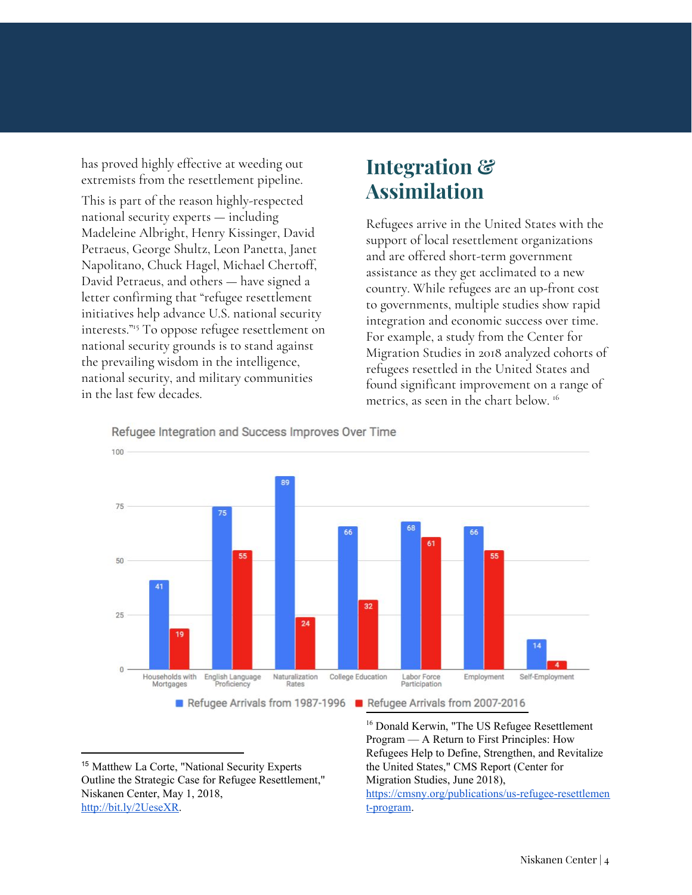has proved highly effective at weeding out extremists from the resettlement pipeline.

This is part of the reason highly-respected national security experts — including Madeleine Albright, Henry Kissinger, David Petraeus, George Shultz, Leon Panetta, Janet Napolitano, Chuck Hagel, Michael Chertoff, David Petraeus, and others — have signed a letter confirming that "refugee resettlement initiatives help advance U.S. national security interests."[15] To oppose refugee resettlement on national security grounds is to stand against the prevailing wisdom in the intelligence, national security, and military communities in the last few decades.

## Integration & Assimilation

Refugees arrive in the United States with the support of local resettlement organizations and are offered short-term government assistance as they get acclimated to a new country. While refugees are an up-front cost to governments, multiple studies show rapid integration and economic success over time. For example, a study from the Center for Migration Studies in 2018 analyzed cohorts of refugees resettled in the United States and found significant improvement on a range of metrics, as seen in the chart below. [16]

**Refugee Integration and Success Improves Over Time**

| Metric | Refugee Arrivals from 1987-1996 | Refugee Arrivals from 2007-2016 |
| --- | --- | --- |
| Households with Mortgages | 41 | 19 |
| English Language Proficiency | 75 | 55 |
| Naturalization Rates | 89 | 24 |
| College Education | 66 | 32 |
| Labor Force Participation | 68 | 61 |
| Employment | 66 | 55 |
| Self-Employment | 14 | 4 |

[15] Matthew La Corte, "National Security Experts Outline the Strategic Case for Refugee Resettlement," Niskanen Center, May 1, 2018, http://bit.ly/2UeseXR.

[16] Donald Kerwin, "The US Refugee Resettlement Program — A Return to First Principles: How Refugees Help to Define, Strengthen, and Revitalize the United States," CMS Report (Center for Migration Studies, June 2018), https://cmsny.org/publications/us-refugee-resettlement-program.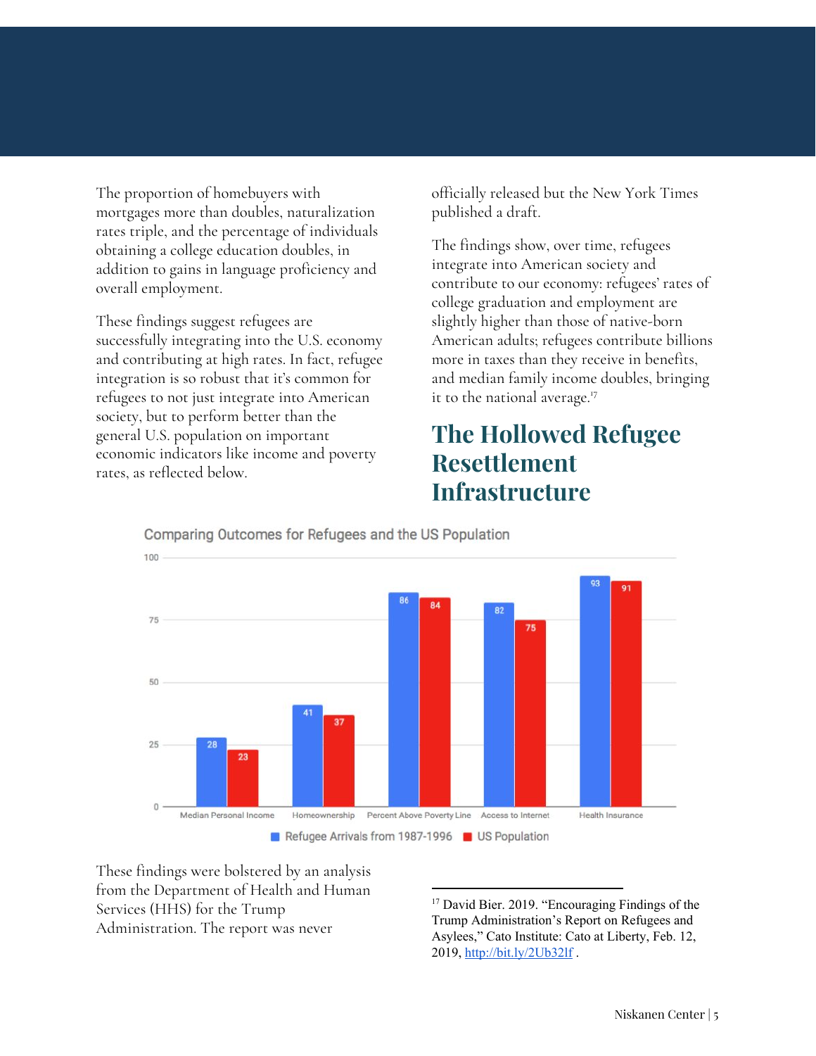The proportion of homebuyers with mortgages more than doubles, naturalization rates triple, and the percentage of individuals obtaining a college education doubles, in addition to gains in language proficiency and overall employment.

These findings suggest refugees are successfully integrating into the U.S. economy and contributing at high rates. In fact, refugee integration is so robust that it's common for refugees to not just integrate into American society, but to perform better than the general U.S. population on important economic indicators like income and poverty rates, as reflected below.

**Comparing Outcomes for Refugees and the US Population**

| | Refugee Arrivals from 1987-1996 | US Population |
|---|---|---|
| Median Personal Income | 28 | 23 |
| Homeownership | 41 | 37 |
| Percent Above Poverty Line | 86 | 84 |
| Access to Internet | 82 | 75 |
| Health Insurance | 93 | 91 |

These findings were bolstered by an analysis from the Department of Health and Human Services (HHS) for the Trump Administration. The report was never officially released but the New York Times published a draft.

The findings show, over time, refugees integrate into American society and contribute to our economy: refugees' rates of college graduation and employment are slightly higher than those of native-born American adults; refugees contribute billions more in taxes than they receive in benefits, and median family income doubles, bringing it to the national average.[17]

## The Hollowed Refugee Resettlement Infrastructure

[17] David Bier. 2019. "Encouraging Findings of the Trump Administration's Report on Refugees and Asylees," Cato Institute: Cato at Liberty, Feb. 12, 2019, http://bit.ly/2Ub32lf .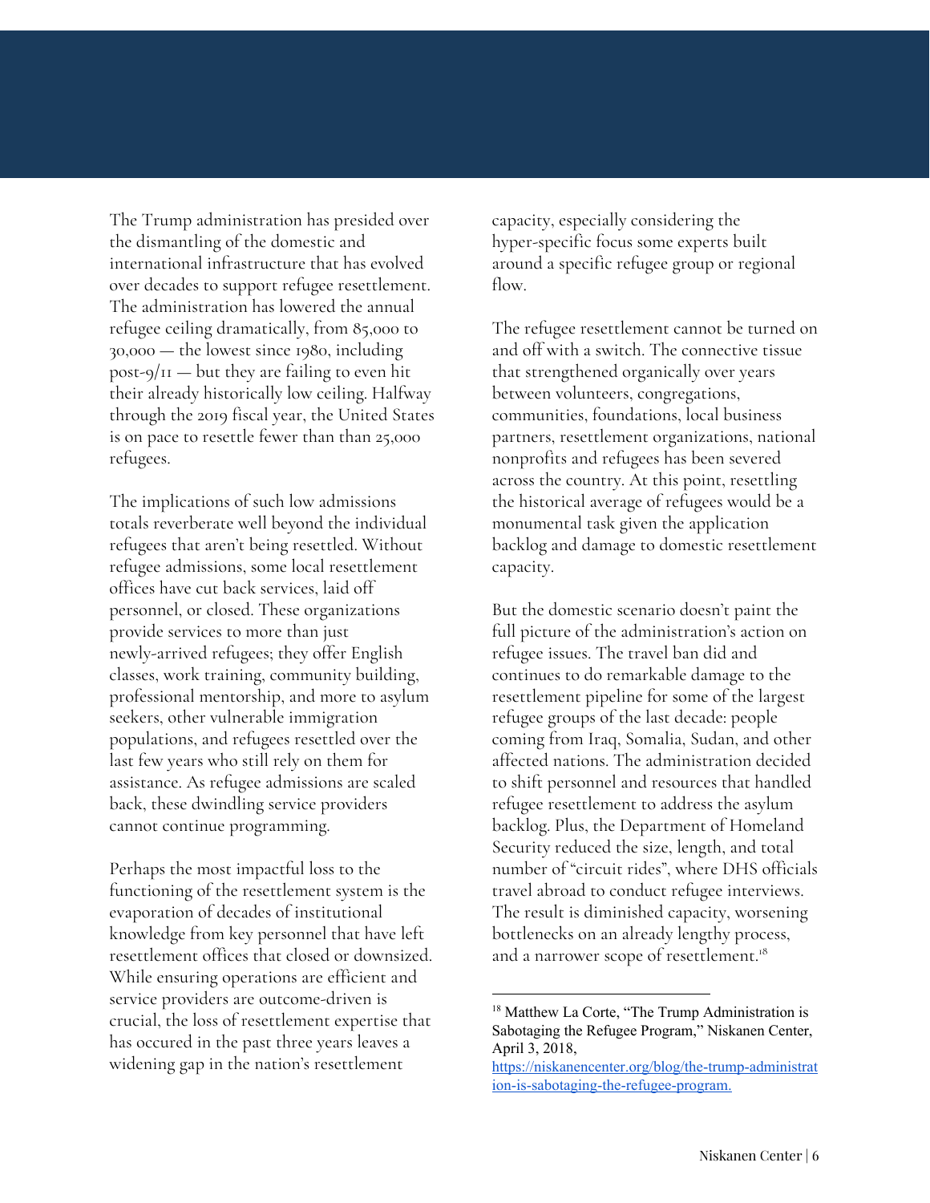The Trump administration has presided over the dismantling of the domestic and international infrastructure that has evolved over decades to support refugee resettlement. The administration has lowered the annual refugee ceiling dramatically, from 85,000 to 30,000 — the lowest since 1980, including post-9/11 — but they are failing to even hit their already historically low ceiling. Halfway through the 2019 fiscal year, the United States is on pace to resettle fewer than than 25,000 refugees.

The implications of such low admissions totals reverberate well beyond the individual refugees that aren't being resettled. Without refugee admissions, some local resettlement offices have cut back services, laid off personnel, or closed. These organizations provide services to more than just newly-arrived refugees; they offer English classes, work training, community building, professional mentorship, and more to asylum seekers, other vulnerable immigration populations, and refugees resettled over the last few years who still rely on them for assistance. As refugee admissions are scaled back, these dwindling service providers cannot continue programming.

Perhaps the most impactful loss to the functioning of the resettlement system is the evaporation of decades of institutional knowledge from key personnel that have left resettlement offices that closed or downsized. While ensuring operations are efficient and service providers are outcome-driven is crucial, the loss of resettlement expertise that has occured in the past three years leaves a widening gap in the nation's resettlement capacity, especially considering the hyper-specific focus some experts built around a specific refugee group or regional flow.

The refugee resettlement cannot be turned on and off with a switch. The connective tissue that strengthened organically over years between volunteers, congregations, communities, foundations, local business partners, resettlement organizations, national nonprofits and refugees has been severed across the country. At this point, resettling the historical average of refugees would be a monumental task given the application backlog and damage to domestic resettlement capacity.

But the domestic scenario doesn't paint the full picture of the administration's action on refugee issues. The travel ban did and continues to do remarkable damage to the resettlement pipeline for some of the largest refugee groups of the last decade: people coming from Iraq, Somalia, Sudan, and other affected nations. The administration decided to shift personnel and resources that handled refugee resettlement to address the asylum backlog. Plus, the Department of Homeland Security reduced the size, length, and total number of "circuit rides", where DHS officials travel abroad to conduct refugee interviews. The result is diminished capacity, worsening bottlenecks on an already lengthy process, and a narrower scope of resettlement.[18]

---

[18] Matthew La Corte, "The Trump Administration is Sabotaging the Refugee Program," Niskanen Center, April 3, 2018, https://niskanencenter.org/blog/the-trump-administration-is-sabotaging-the-refugee-program.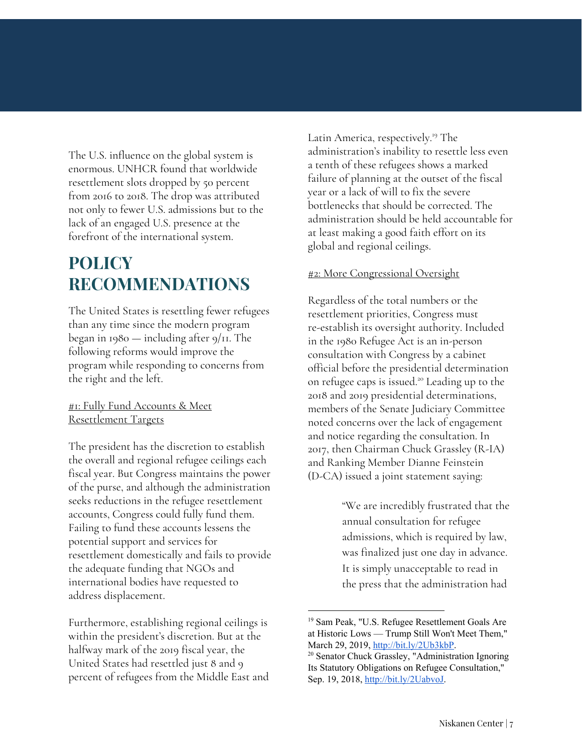The U.S. influence on the global system is enormous. UNHCR found that worldwide resettlement slots dropped by 50 percent from 2016 to 2018. The drop was attributed not only to fewer U.S. admissions but to the lack of an engaged U.S. presence at the forefront of the international system.

## POLICY RECOMMENDATIONS

The United States is resettling fewer refugees than any time since the modern program began in 1980 — including after 9/11. The following reforms would improve the program while responding to concerns from the right and the left.

#1: Fully Fund Accounts & Meet Resettlement Targets

The president has the discretion to establish the overall and regional refugee ceilings each fiscal year. But Congress maintains the power of the purse, and although the administration seeks reductions in the refugee resettlement accounts, Congress could fully fund them. Failing to fund these accounts lessens the potential support and services for resettlement domestically and fails to provide the adequate funding that NGOs and international bodies have requested to address displacement.

Furthermore, establishing regional ceilings is within the president's discretion. But at the halfway mark of the 2019 fiscal year, the United States had resettled just 8 and 9 percent of refugees from the Middle East and Latin America, respectively.[19] The administration's inability to resettle less even a tenth of these refugees shows a marked failure of planning at the outset of the fiscal year or a lack of will to fix the severe bottlenecks that should be corrected. The administration should be held accountable for at least making a good faith effort on its global and regional ceilings.

#2: More Congressional Oversight

Regardless of the total numbers or the resettlement priorities, Congress must re-establish its oversight authority. Included in the 1980 Refugee Act is an in-person consultation with Congress by a cabinet official before the presidential determination on refugee caps is issued.[20] Leading up to the 2018 and 2019 presidential determinations, members of the Senate Judiciary Committee noted concerns over the lack of engagement and notice regarding the consultation. In 2017, then Chairman Chuck Grassley (R-IA) and Ranking Member Dianne Feinstein (D-CA) issued a joint statement saying:

> "We are incredibly frustrated that the annual consultation for refugee admissions, which is required by law, was finalized just one day in advance. It is simply unacceptable to read in the press that the administration had

---

[19] Sam Peak, "U.S. Refugee Resettlement Goals Are at Historic Lows — Trump Still Won't Meet Them," March 29, 2019, http://bit.ly/2Ub3kbP.

[20] Senator Chuck Grassley, "Administration Ignoring Its Statutory Obligations on Refugee Consultation," Sep. 19, 2018, http://bit.ly/2UabvoJ.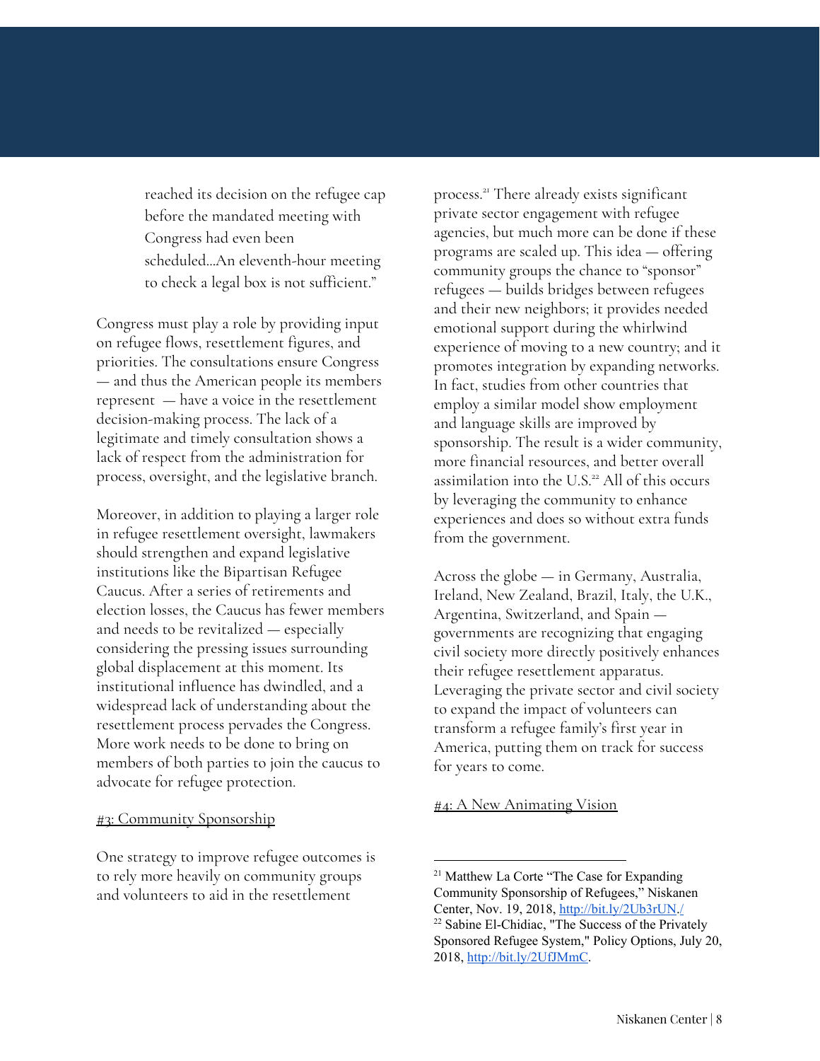> reached its decision on the refugee cap before the mandated meeting with Congress had even been scheduled...An eleventh-hour meeting to check a legal box is not sufficient."

Congress must play a role by providing input on refugee flows, resettlement figures, and priorities. The consultations ensure Congress — and thus the American people its members represent — have a voice in the resettlement decision-making process. The lack of a legitimate and timely consultation shows a lack of respect from the administration for process, oversight, and the legislative branch.

Moreover, in addition to playing a larger role in refugee resettlement oversight, lawmakers should strengthen and expand legislative institutions like the Bipartisan Refugee Caucus. After a series of retirements and election losses, the Caucus has fewer members and needs to be revitalized — especially considering the pressing issues surrounding global displacement at this moment. Its institutional influence has dwindled, and a widespread lack of understanding about the resettlement process pervades the Congress. More work needs to be done to bring on members of both parties to join the caucus to advocate for refugee protection.

#### #3: Community Sponsorship

One strategy to improve refugee outcomes is to rely more heavily on community groups and volunteers to aid in the resettlement process.[21] There already exists significant private sector engagement with refugee agencies, but much more can be done if these programs are scaled up. This idea — offering community groups the chance to "sponsor" refugees — builds bridges between refugees and their new neighbors; it provides needed emotional support during the whirlwind experience of moving to a new country; and it promotes integration by expanding networks. In fact, studies from other countries that employ a similar model show employment and language skills are improved by sponsorship. The result is a wider community, more financial resources, and better overall assimilation into the U.S.[22] All of this occurs by leveraging the community to enhance experiences and does so without extra funds from the government.

Across the globe — in Germany, Australia, Ireland, New Zealand, Brazil, Italy, the U.K., Argentina, Switzerland, and Spain — governments are recognizing that engaging civil society more directly positively enhances their refugee resettlement apparatus. Leveraging the private sector and civil society to expand the impact of volunteers can transform a refugee family's first year in America, putting them on track for success for years to come.

#### #4: A New Animating Vision

---

[21] Matthew La Corte "The Case for Expanding Community Sponsorship of Refugees," Niskanen Center, Nov. 19, 2018, http://bit.ly/2Ub3rUN./

[22] Sabine El-Chidiac, "The Success of the Privately Sponsored Refugee System," Policy Options, July 20, 2018, http://bit.ly/2UfJMmC.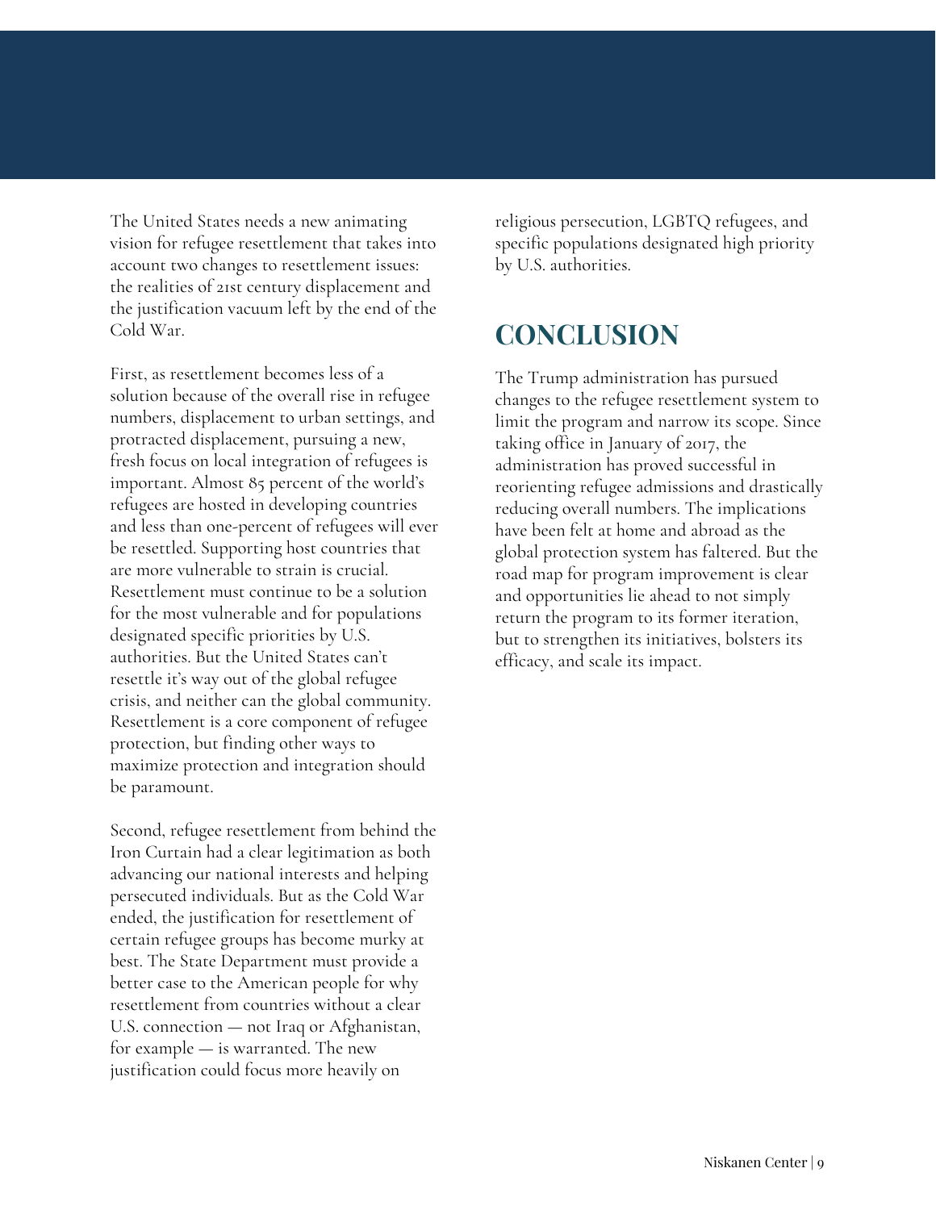The United States needs a new animating vision for refugee resettlement that takes into account two changes to resettlement issues: the realities of 21st century displacement and the justification vacuum left by the end of the Cold War.

First, as resettlement becomes less of a solution because of the overall rise in refugee numbers, displacement to urban settings, and protracted displacement, pursuing a new, fresh focus on local integration of refugees is important. Almost 85 percent of the world's refugees are hosted in developing countries and less than one-percent of refugees will ever be resettled. Supporting host countries that are more vulnerable to strain is crucial. Resettlement must continue to be a solution for the most vulnerable and for populations designated specific priorities by U.S. authorities. But the United States can't resettle it's way out of the global refugee crisis, and neither can the global community. Resettlement is a core component of refugee protection, but finding other ways to maximize protection and integration should be paramount.

Second, refugee resettlement from behind the Iron Curtain had a clear legitimation as both advancing our national interests and helping persecuted individuals. But as the Cold War ended, the justification for resettlement of certain refugee groups has become murky at best. The State Department must provide a better case to the American people for why resettlement from countries without a clear U.S. connection — not Iraq or Afghanistan, for example — is warranted. The new justification could focus more heavily on religious persecution, LGBTQ refugees, and specific populations designated high priority by U.S. authorities.

## CONCLUSION

The Trump administration has pursued changes to the refugee resettlement system to limit the program and narrow its scope. Since taking office in January of 2017, the administration has proved successful in reorienting refugee admissions and drastically reducing overall numbers. The implications have been felt at home and abroad as the global protection system has faltered. But the road map for program improvement is clear and opportunities lie ahead to not simply return the program to its former iteration, but to strengthen its initiatives, bolsters its efficacy, and scale its impact.